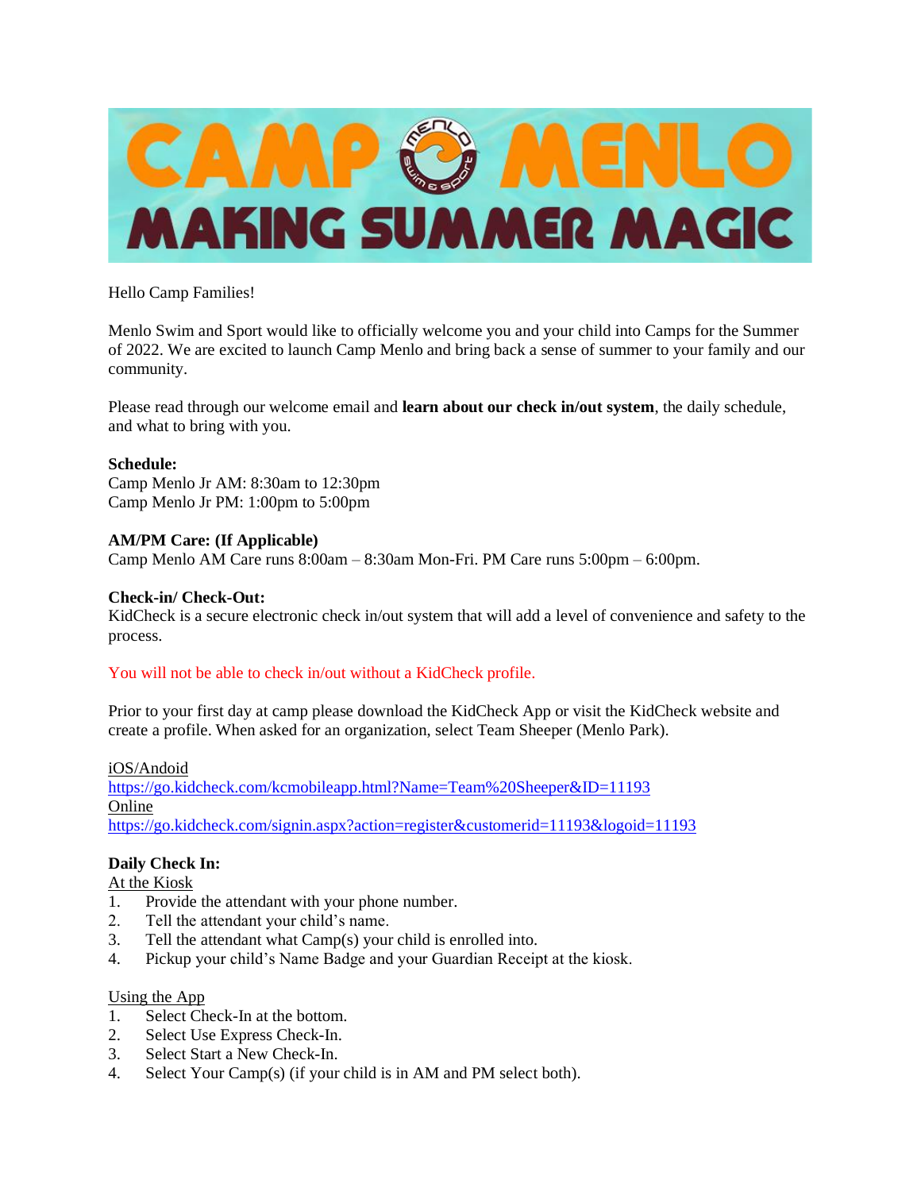# CAMP MENLO MAKING SUMMER MAGIC

Hello Camp Families!

Menlo Swim and Sport would like to officially welcome you and your child into Camps for the Summer of 2022. We are excited to launch Camp Menlo and bring back a sense of summer to your family and our community.

Please read through our welcome email and **learn about our check in/out system**, the daily schedule, and what to bring with you.

**Schedule:**
Camp Menlo Jr AM: 8:30am to 12:30pm
Camp Menlo Jr PM: 1:00pm to 5:00pm

**AM/PM Care: (If Applicable)**
Camp Menlo AM Care runs 8:00am – 8:30am Mon-Fri. PM Care runs 5:00pm – 6:00pm.

**Check-in/ Check-Out:**
KidCheck is a secure electronic check in/out system that will add a level of convenience and safety to the process.

You will not be able to check in/out without a KidCheck profile.

Prior to your first day at camp please download the KidCheck App or visit the KidCheck website and create a profile. When asked for an organization, select Team Sheeper (Menlo Park).

iOS/Andoid
https://go.kidcheck.com/kcmobileapp.html?Name=Team%20Sheeper&ID=11193
Online
https://go.kidcheck.com/signin.aspx?action=register&customerid=11193&logoid=11193

**Daily Check In:**

At the Kiosk

1. Provide the attendant with your phone number.
2. Tell the attendant your child's name.
3. Tell the attendant what Camp(s) your child is enrolled into.
4. Pickup your child's Name Badge and your Guardian Receipt at the kiosk.

Using the App

1. Select Check-In at the bottom.
2. Select Use Express Check-In.
3. Select Start a New Check-In.
4. Select Your Camp(s) (if your child is in AM and PM select both).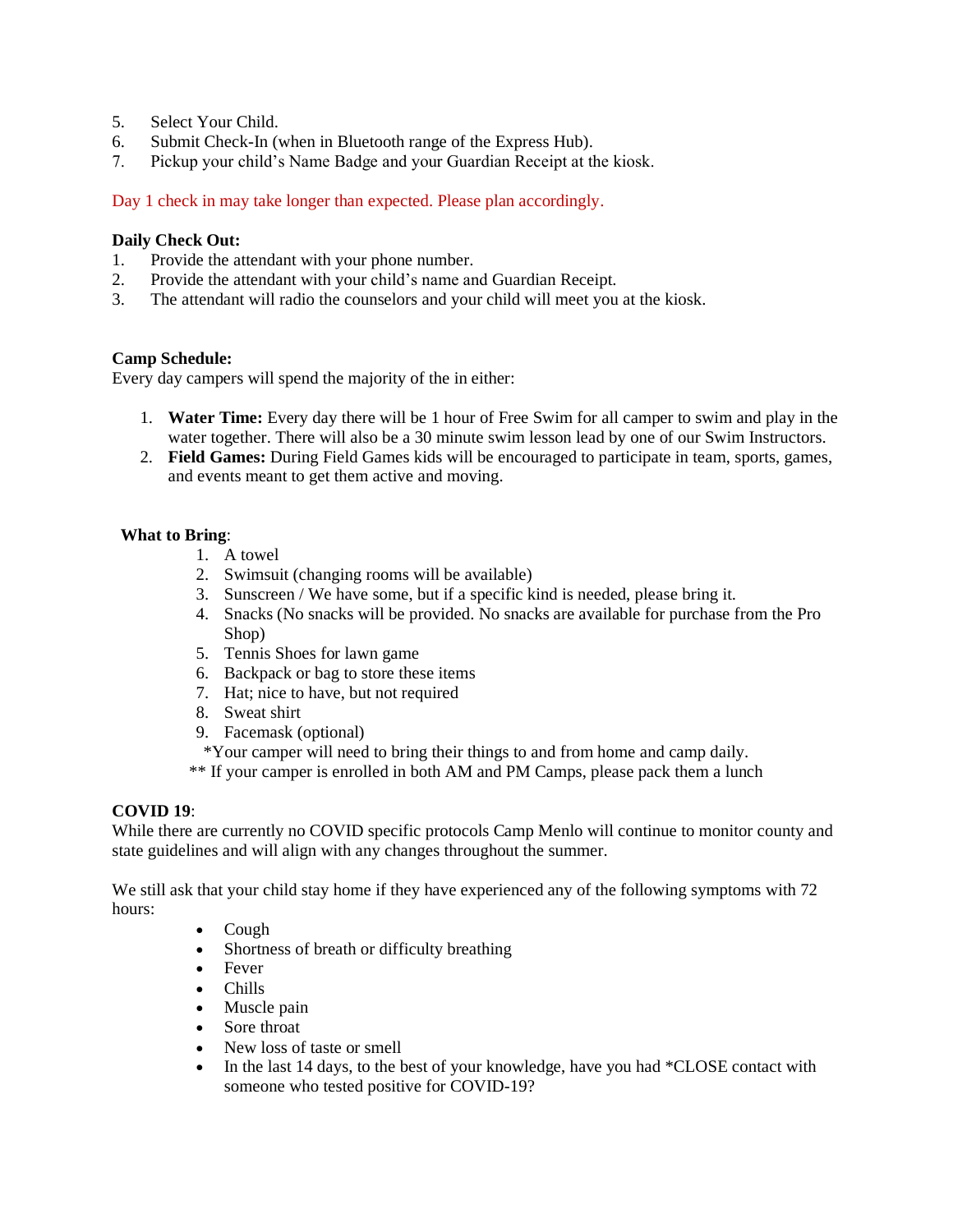5. Select Your Child.
6. Submit Check-In (when in Bluetooth range of the Express Hub).
7. Pickup your child's Name Badge and your Guardian Receipt at the kiosk.

Day 1 check in may take longer than expected. Please plan accordingly.

**Daily Check Out:**

1. Provide the attendant with your phone number.
2. Provide the attendant with your child's name and Guardian Receipt.
3. The attendant will radio the counselors and your child will meet you at the kiosk.

**Camp Schedule:**

Every day campers will spend the majority of the in either:

1. **Water Time:** Every day there will be 1 hour of Free Swim for all camper to swim and play in the water together. There will also be a 30 minute swim lesson lead by one of our Swim Instructors.
2. **Field Games:** During Field Games kids will be encouraged to participate in team, sports, games, and events meant to get them active and moving.

**What to Bring**:

1. A towel
2. Swimsuit (changing rooms will be available)
3. Sunscreen / We have some, but if a specific kind is needed, please bring it.
4. Snacks (No snacks will be provided. No snacks are available for purchase from the Pro Shop)
5. Tennis Shoes for lawn game
6. Backpack or bag to store these items
7. Hat; nice to have, but not required
8. Sweat shirt
9. Facemask (optional)

*Your camper will need to bring their things to and from home and camp daily.

** If your camper is enrolled in both AM and PM Camps, please pack them a lunch

**COVID 19**:

While there are currently no COVID specific protocols Camp Menlo will continue to monitor county and state guidelines and will align with any changes throughout the summer.

We still ask that your child stay home if they have experienced any of the following symptoms with 72 hours:

- Cough
- Shortness of breath or difficulty breathing
- Fever
- Chills
- Muscle pain
- Sore throat
- New loss of taste or smell
- In the last 14 days, to the best of your knowledge, have you had *CLOSE contact with someone who tested positive for COVID-19?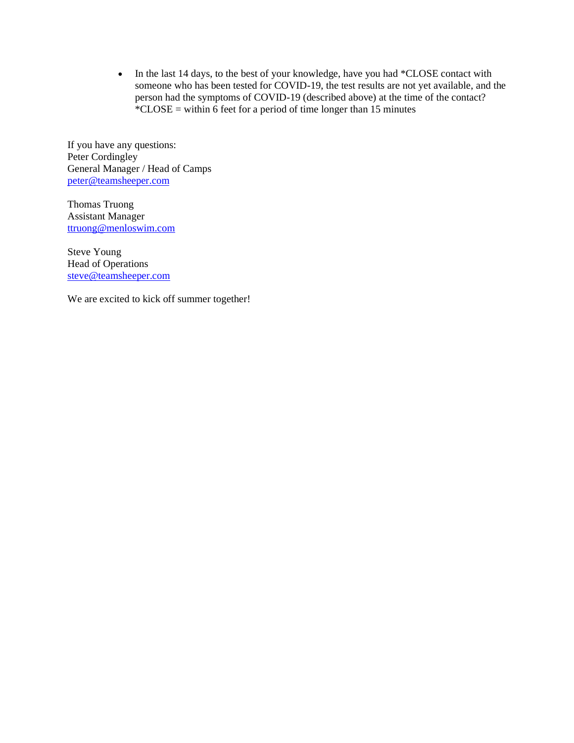- In the last 14 days, to the best of your knowledge, have you had *CLOSE contact with someone who has been tested for COVID-19, the test results are not yet available, and the person had the symptoms of COVID-19 (described above) at the time of the contact?
  *CLOSE = within 6 feet for a period of time longer than 15 minutes

If you have any questions:
Peter Cordingley
General Manager / Head of Camps
peter@teamsheeper.com

Thomas Truong
Assistant Manager
ttruong@menloswim.com

Steve Young
Head of Operations
steve@teamsheeper.com

We are excited to kick off summer together!